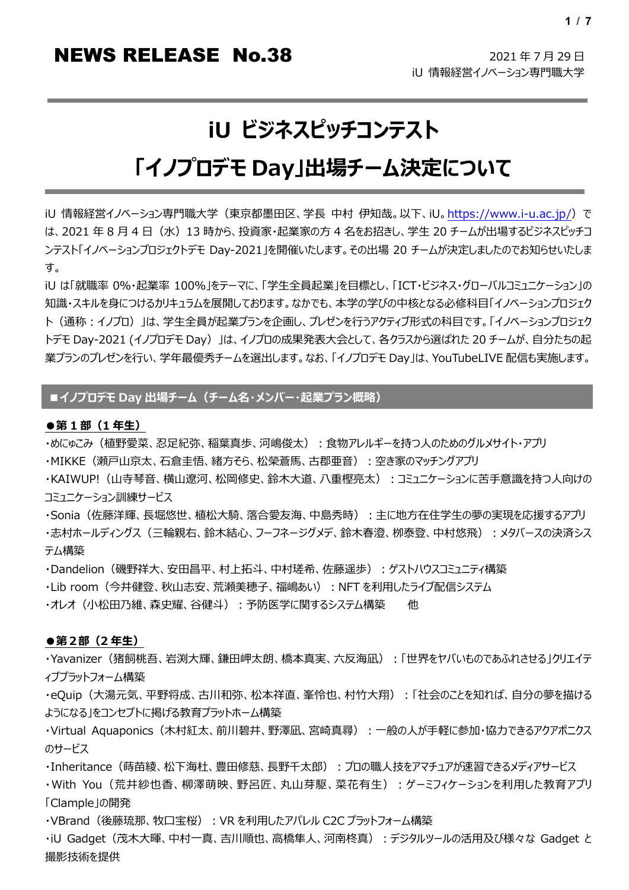# NEWS RELEASE No.38

2021 年 7 月 29 日
iU 情報経営イノベーション専門職大学

## iU ビジネスピッチコンテスト
## 「イノプロデモ Day」出場チーム決定について

iU 情報経営イノベーション専門職大学（東京都墨田区、学長 中村 伊知哉。以下、iU。https://www.i-u.ac.jp/）では、2021 年 8 月 4 日（水）13 時から、投資家・起業家の方 4 名をお招きし、学生 20 チームが出場するビジネスピッチコンテスト「イノベーションプロジェクトデモ Day-2021」を開催いたします。その出場 20 チームが決定しましたのでお知らせいたします。

iU は「就職率 0%・起業率 100%」をテーマに、「学生全員起業」を目標とし、「ICT・ビジネス・グローバルコミュニケーション」の知識・スキルを身につけるカリキュラムを展開しております。なかでも、本学の学びの中核となる必修科目「イノベーションプロジェクト（通称：イノプロ）」は、学生全員が起業プランを企画し、プレゼンを行うアクティブ形式の科目です。「イノベーションプロジェクトデモ Day-2021 (イノプロデモ Day）」は、イノプロの成果発表大会として、各クラスから選ばれた 20 チームが、自分たちの起業プランのプレゼンを行い、学年最優秀チームを選出します。なお、「イノプロデモ Day」は、YouTubeLIVE 配信も実施します。

### ■イノプロデモ Day 出場チーム（チーム名・メンバー・起業プラン概略）

**●第 1 部（1 年生）**

・めにゅこみ（植野愛菜、忍足紀弥、稲葉真歩、河嶋俊太）：食物アレルギーを持つ人のためのグルメサイト・アプリ
・MIKKE（瀬戸山京太、石倉圭悟、緒方そら、松榮蒼馬、古郡亜音）：空き家のマッチングアプリ
・KAIWUP!（山寺琴音、横山遼河、松岡修史、鈴木大道、八重樫亮太）：コミュニケーションに苦手意識を持つ人向けのコミュニケーション訓練サービス
・Sonia（佐藤洋輝、長堀悠世、植松大騎、落合愛友海、中島秀時）：主に地方在住学生の夢の実現を応援するアプリ
・志村ホールディングス（三輪親右、鈴木結心、フーフネージグメデ、鈴木春澄、柳泰登、中村悠飛）：メタバースの決済システム構築
・Dandelion（磯野祥大、安田昌平、村上拓斗、中村瑳希、佐藤遥歩）：ゲストハウスコミュニティ構築
・Lib room（今井健登、秋山志安、荒瀬美穂子、福嶋あい）：NFT を利用したライブ配信システム
・オレオ（小松田乃維、森史耀、谷健斗）：予防医学に関するシステム構築　　他

**●第 2 部（2 年生）**

・Yavanizer（猪飼桃吾、岩渕大輝、鎌田岬太朗、橋本真実、六反海凪）：「世界をヤバいものであふれさせる」クリエイティブプラットフォーム構築
・eQuip（大湯元気、平野将成、古川和弥、松本祥直、峯怜也、村竹大翔）：「社会のことを知れば、自分の夢を描けるようになる」をコンセプトに掲げる教育プラットホーム構築
・Virtual Aquaponics（木村紅太、前川碧井、野澤凪、宮崎真尋）：一般の人が手軽に参加・協力できるアクアポニクスのサービス
・Inheritance（蒔苗綾、松下海杜、豊田修慈、長野千太郎）：プロの職人技をアマチュアが速習できるメディアサービス
・With You（荒井紗也香、柳澤萌映、野呂匠、丸山芽駆、菜花有生）：ゲーミフィケーションを利用した教育アプリ「Clample」の開発
・VBrand（後藤琉那、牧口宝桜）：VR を利用したアパレル C2C プラットフォーム構築
・iU Gadget（茂木大暉、中村一真、吉川順也、高橋隼人、河南柊真）：デジタルツールの活用及び様々な Gadget と撮影技術を提供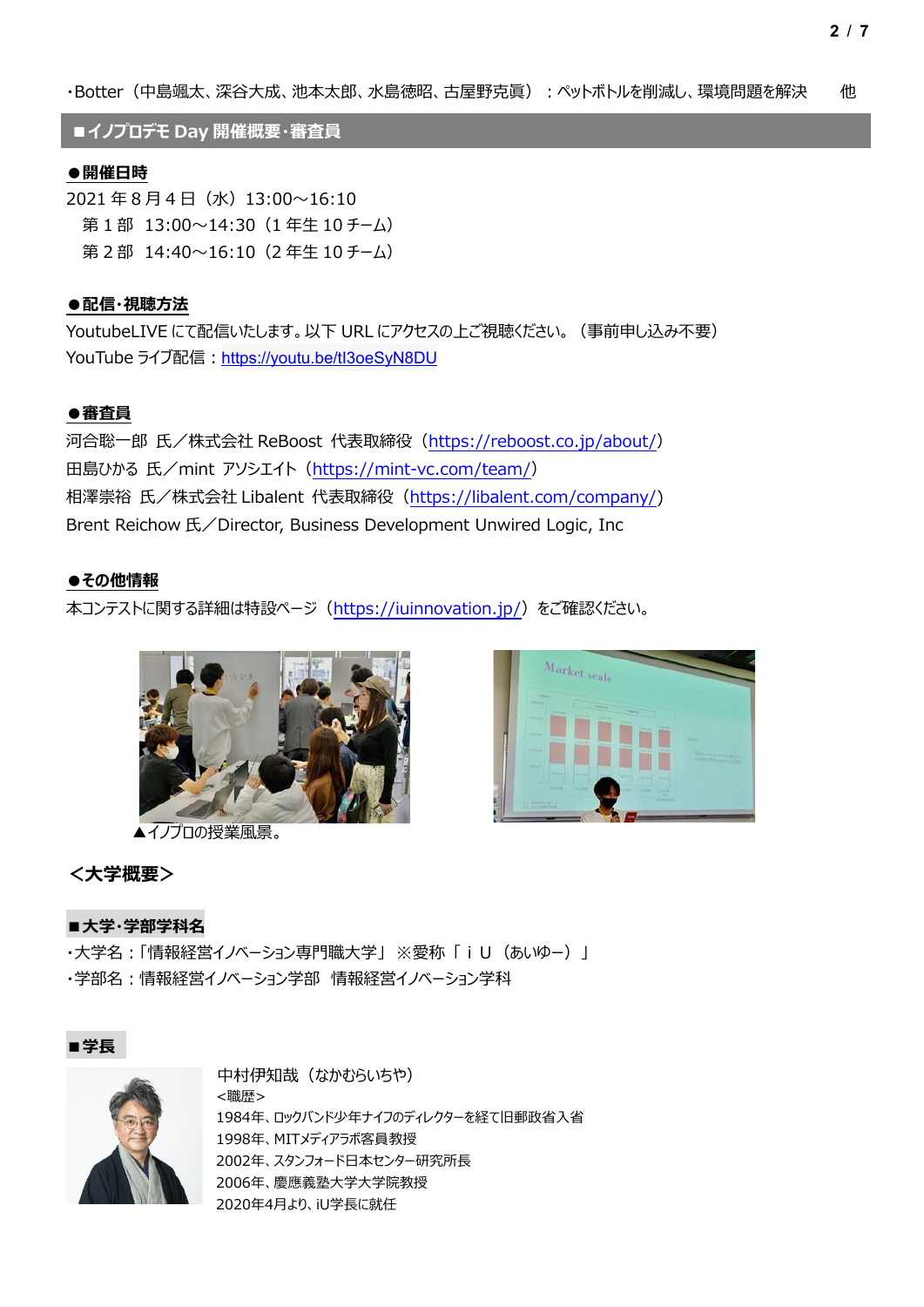・Botter（中島颯太、深谷大成、池本太郎、水島徳昭、古屋野克眞）：ペットボトルを削減し、環境問題を解決　　他

## ■イノプロデモ Day 開催概要・審査員

**●開催日時**

2021 年 8 月 4 日（水）13:00〜16:10
　第 1 部　13:00〜14:30（1 年生 10 チーム）
　第 2 部　14:40〜16:10（2 年生 10 チーム）

**●配信・視聴方法**

YoutubeLIVE にて配信いたします。以下 URL にアクセスの上ご視聴ください。（事前申し込み不要）
YouTube ライブ配信：https://youtu.be/tl3oeSyN8DU

**●審査員**

河合聡一郎 氏／株式会社 ReBoost 代表取締役（https://reboost.co.jp/about/）
田島ひかる 氏／mint アソシエイト（https://mint-vc.com/team/）
相澤崇裕 氏／株式会社 Libalent 代表取締役（https://libalent.com/company/）
Brent Reichow 氏／Director, Business Development Unwired Logic, Inc

**●その他情報**

本コンテストに関する詳細は特設ページ（https://iuinnovation.jp/）をご確認ください。

▲イノプロの授業風景。

## ＜大学概要＞

**■大学・学部学科名**

・大学名：「情報経営イノベーション専門職大学」 ※愛称「ｉＵ（あいゆー）」
・学部名：情報経営イノベーション学部　情報経営イノベーション学科

**■学長**

中村伊知哉（なかむらいちや）
<職歴>
1984年、ロックバンド少年ナイフのディレクターを経て旧郵政省入省
1998年、MITメディアラボ客員教授
2002年、スタンフォード日本センター研究所長
2006年、慶應義塾大学大学院教授
2020年4月より、iU学長に就任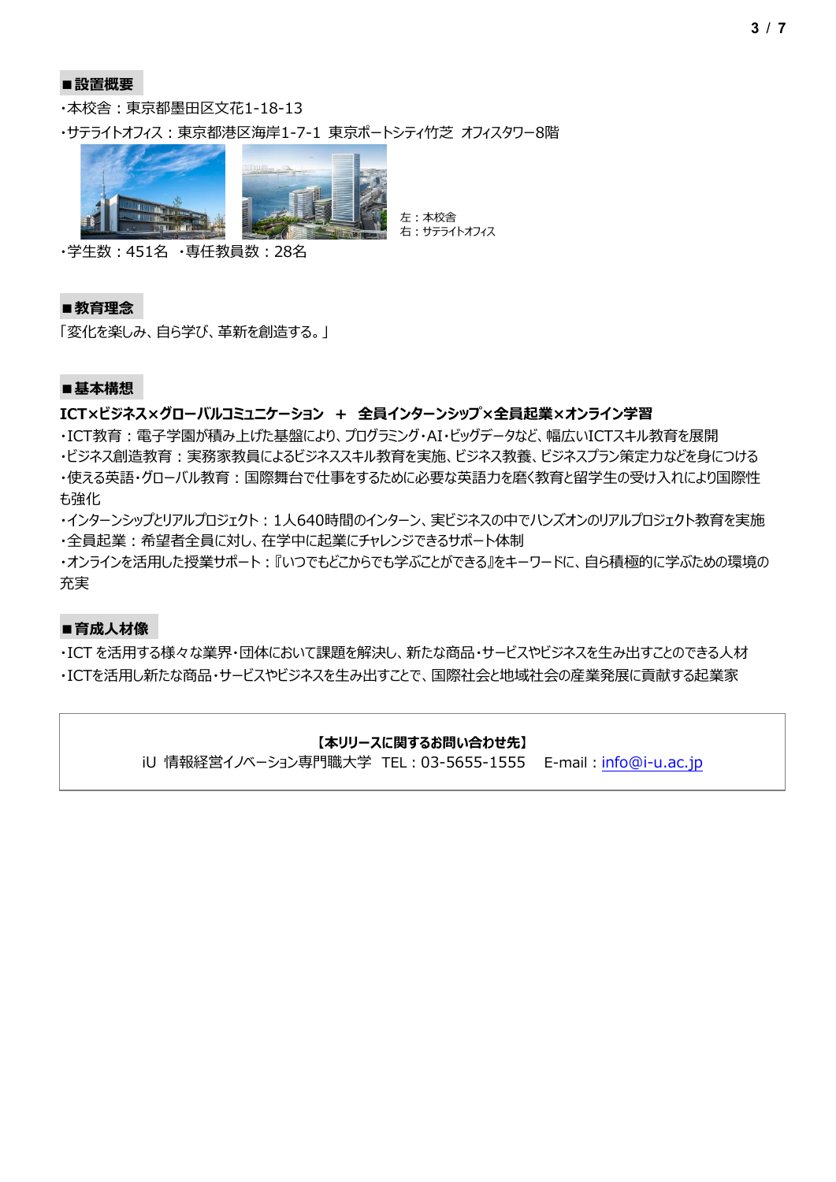## ■設置概要

・本校舎：東京都墨田区文花1-18-13

・サテライトオフィス：東京都港区海岸1-7-1 東京ポートシティ竹芝 オフィスタワー8階

左：本校舎
右：サテライトオフィス

・学生数：451名 ・専任教員数：28名

## ■教育理念

「変化を楽しみ、自ら学び、革新を創造する。」

## ■基本構想

**ICT×ビジネス×グローバルコミュニケーション ＋ 全員インターンシップ×全員起業×オンライン学習**

・ICT教育：電子学園が積み上げた基盤により、プログラミング・AI・ビッグデータなど、幅広いICTスキル教育を展開

・ビジネス創造教育：実務家教員によるビジネススキル教育を実施、ビジネス教養、ビジネスプラン策定力などを身につける

・使える英語・グローバル教育：国際舞台で仕事をするために必要な英語力を磨く教育と留学生の受け入れにより国際性も強化

・インターンシップとリアルプロジェクト：1人640時間のインターン、実ビジネスの中でハンズオンのリアルプロジェクト教育を実施

・全員起業：希望者全員に対し、在学中に起業にチャレンジできるサポート体制

・オンラインを活用した授業サポート：『いつでもどこからでも学ぶことができる』をキーワードに、自ら積極的に学ぶための環境の充実

## ■育成人材像

・ICT を活用する様々な業界・団体において課題を解決し、新たな商品・サービスやビジネスを生み出すことのできる人材

・ICTを活用し新たな商品・サービスやビジネスを生み出すことで、国際社会と地域社会の産業発展に貢献する起業家

**【本リリースに関するお問い合わせ先】**

iU 情報経営イノベーション専門職大学 TEL：03-5655-1555 E-mail：info@i-u.ac.jp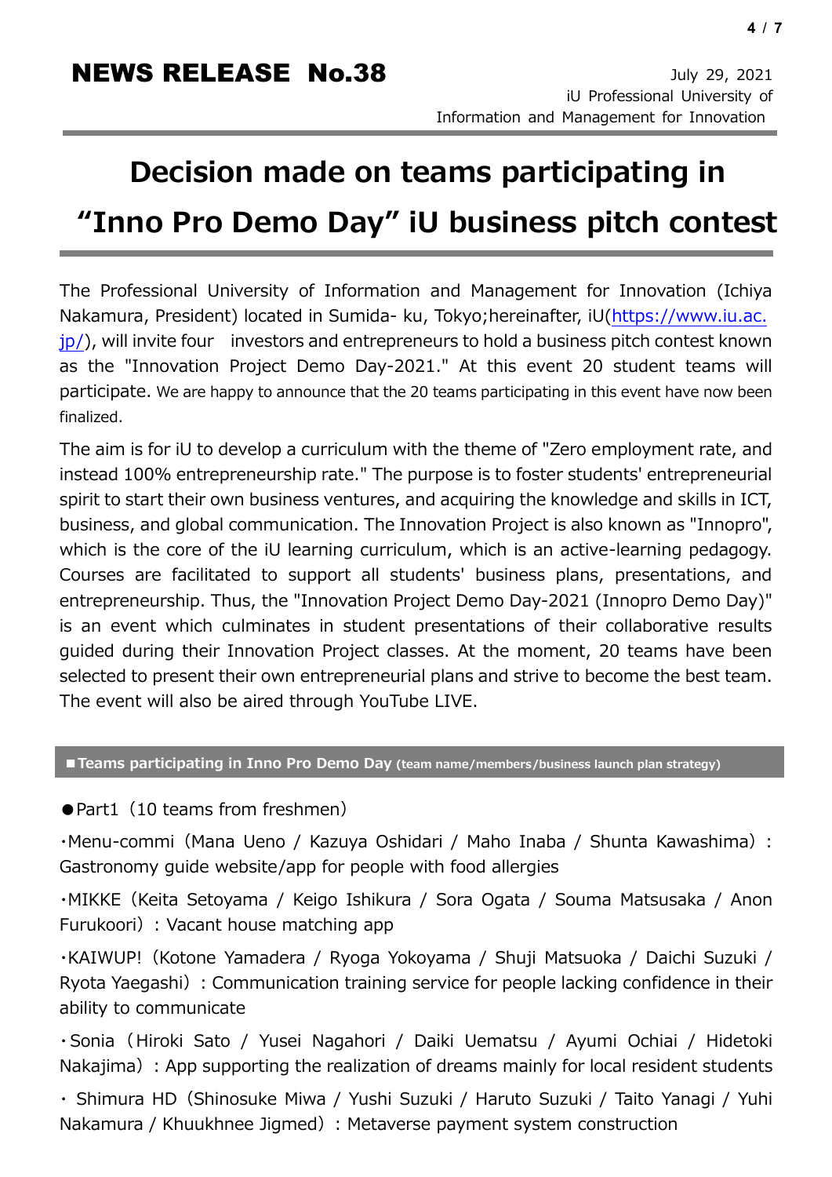# NEWS RELEASE No.38

July 29, 2021
iU Professional University of Information and Management for Innovation

## Decision made on teams participating in "Inno Pro Demo Day" iU business pitch contest

The Professional University of Information and Management for Innovation (Ichiya Nakamura, President) located in Sumida- ku, Tokyo;hereinafter, iU(https://www.iu.ac.jp/), will invite four investors and entrepreneurs to hold a business pitch contest known as the "Innovation Project Demo Day-2021." At this event 20 student teams will participate. We are happy to announce that the 20 teams participating in this event have now been finalized.

The aim is for iU to develop a curriculum with the theme of "Zero employment rate, and instead 100% entrepreneurship rate." The purpose is to foster students' entrepreneurial spirit to start their own business ventures, and acquiring the knowledge and skills in ICT, business, and global communication. The Innovation Project is also known as "Innopro", which is the core of the iU learning curriculum, which is an active-learning pedagogy. Courses are facilitated to support all students' business plans, presentations, and entrepreneurship. Thus, the "Innovation Project Demo Day-2021 (Innopro Demo Day)" is an event which culminates in student presentations of their collaborative results guided during their Innovation Project classes. At the moment, 20 teams have been selected to present their own entrepreneurial plans and strive to become the best team. The event will also be aired through YouTube LIVE.

### ■Teams participating in Inno Pro Demo Day (team name/members/business launch plan strategy)

●Part1（10 teams from freshmen）

・Menu-commi（Mana Ueno / Kazuya Oshidari / Maho Inaba / Shunta Kawashima）: Gastronomy guide website/app for people with food allergies

・MIKKE（Keita Setoyama / Keigo Ishikura / Sora Ogata / Souma Matsusaka / Anon Furukoori）: Vacant house matching app

・KAIWUP!（Kotone Yamadera / Ryoga Yokoyama / Shuji Matsuoka / Daichi Suzuki / Ryota Yaegashi）: Communication training service for people lacking confidence in their ability to communicate

・Sonia（Hiroki Sato / Yusei Nagahori / Daiki Uematsu / Ayumi Ochiai / Hidetoki Nakajima）: App supporting the realization of dreams mainly for local resident students

・Shimura HD（Shinosuke Miwa / Yushi Suzuki / Haruto Suzuki / Taito Yanagi / Yuhi Nakamura / Khuukhnee Jigmed）: Metaverse payment system construction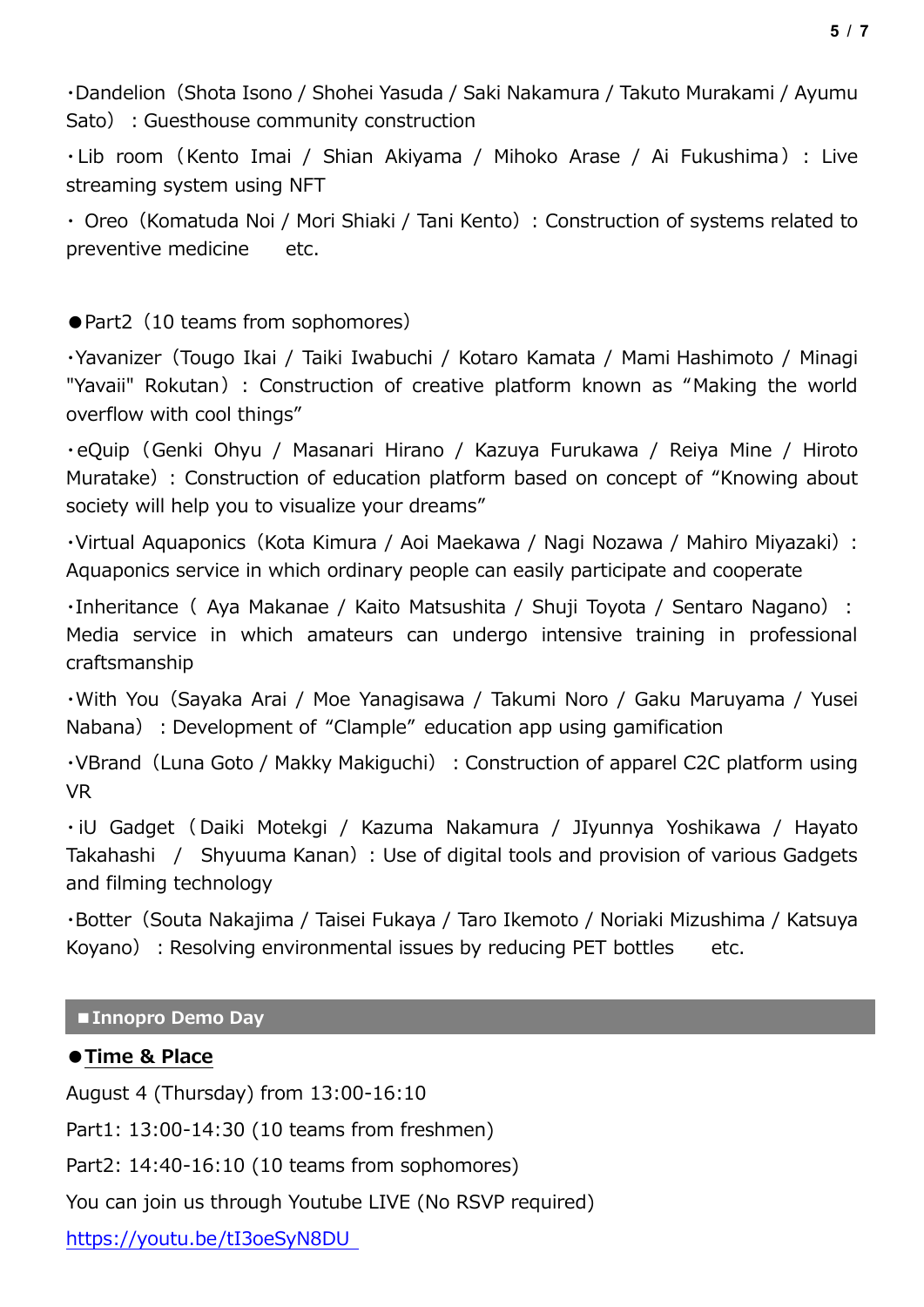・Dandelion（Shota Isono / Shohei Yasuda / Saki Nakamura / Takuto Murakami / Ayumu Sato）: Guesthouse community construction

・Lib room（Kento Imai / Shian Akiyama / Mihoko Arase / Ai Fukushima）: Live streaming system using NFT

・ Oreo（Komatuda Noi / Mori Shiaki / Tani Kento）: Construction of systems related to preventive medicine　etc.

●Part2（10 teams from sophomores）

・Yavanizer（Tougo Ikai / Taiki Iwabuchi / Kotaro Kamata / Mami Hashimoto / Minagi "Yavaii" Rokutan）: Construction of creative platform known as "Making the world overflow with cool things"

・eQuip（Genki Ohyu / Masanari Hirano / Kazuya Furukawa / Reiya Mine / Hiroto Muratake）: Construction of education platform based on concept of "Knowing about society will help you to visualize your dreams"

・Virtual Aquaponics（Kota Kimura / Aoi Maekawa / Nagi Nozawa / Mahiro Miyazaki）: Aquaponics service in which ordinary people can easily participate and cooperate

・Inheritance（ Aya Makanae / Kaito Matsushita / Shuji Toyota / Sentaro Nagano）: Media service in which amateurs can undergo intensive training in professional craftsmanship

・With You（Sayaka Arai / Moe Yanagisawa / Takumi Noro / Gaku Maruyama / Yusei Nabana）: Development of "Clample" education app using gamification

・VBrand（Luna Goto / Makky Makiguchi）: Construction of apparel C2C platform using VR

・iU Gadget（Daiki Motekgi / Kazuma Nakamura / JIyunnya Yoshikawa / Hayato Takahashi / Shyuuma Kanan）: Use of digital tools and provision of various Gadgets and filming technology

・Botter（Souta Nakajima / Taisei Fukaya / Taro Ikemoto / Noriaki Mizushima / Katsuya Koyano）: Resolving environmental issues by reducing PET bottles　etc.

## ■Innopro Demo Day

●**Time & Place**

August 4 (Thursday) from 13:00-16:10

Part1: 13:00-14:30 (10 teams from freshmen)

Part2: 14:40-16:10 (10 teams from sophomores)

You can join us through Youtube LIVE (No RSVP required)

https://youtu.be/tI3oeSyN8DU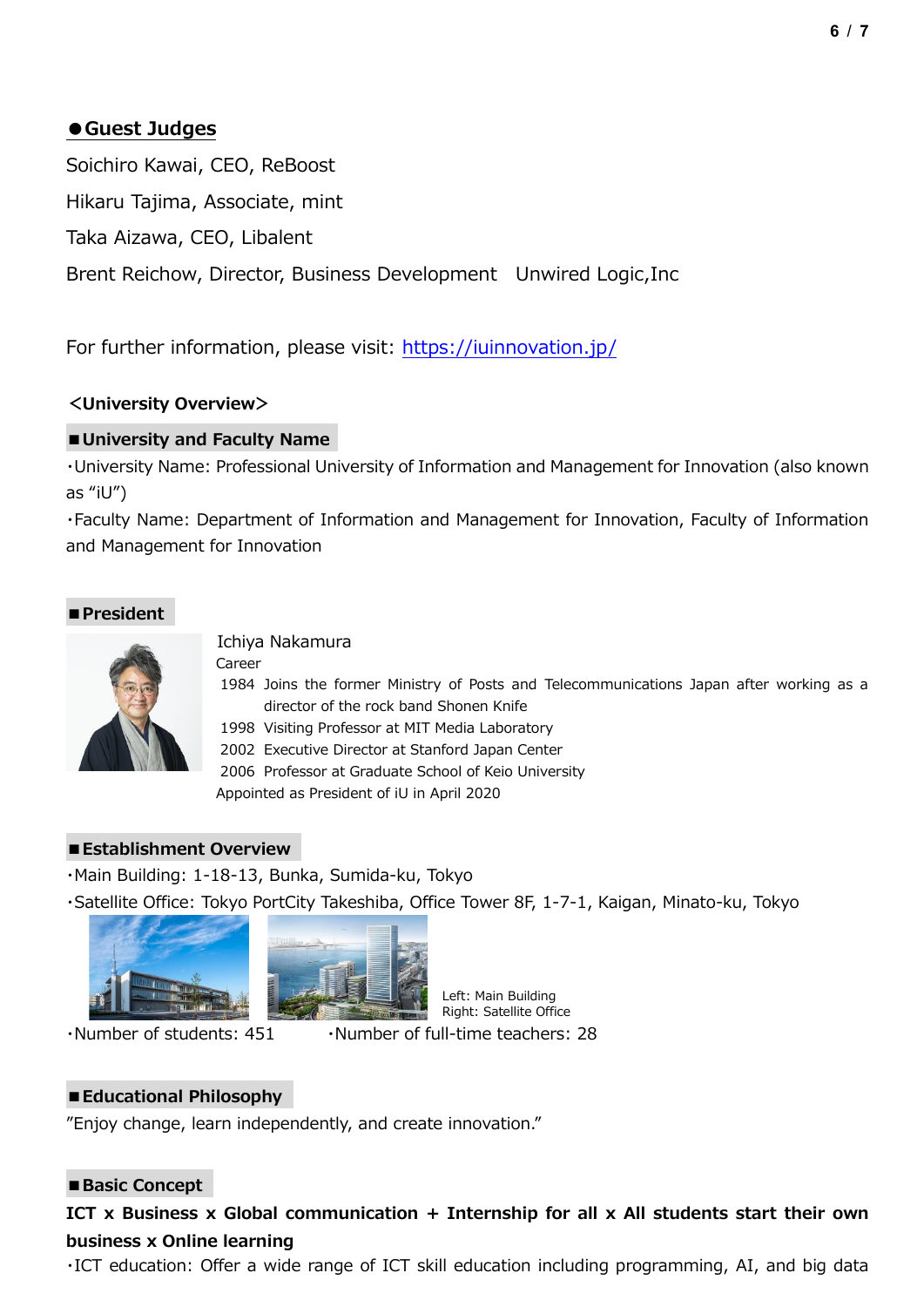## ●Guest Judges

Soichiro Kawai, CEO, ReBoost

Hikaru Tajima, Associate, mint

Taka Aizawa, CEO, Libalent

Brent Reichow, Director, Business Development　Unwired Logic,Inc

For further information, please visit: [https://iuinnovation.jp/](https://iuinnovation.jp/)

## <University Overview>

### ■University and Faculty Name

・University Name: Professional University of Information and Management for Innovation (also known as "iU")

・Faculty Name: Department of Information and Management for Innovation, Faculty of Information and Management for Innovation

### ■President

Ichiya Nakamura

Career

1984 Joins the former Ministry of Posts and Telecommunications Japan after working as a director of the rock band Shonen Knife

1998 Visiting Professor at MIT Media Laboratory

2002 Executive Director at Stanford Japan Center

2006 Professor at Graduate School of Keio University

Appointed as President of iU in April 2020

### ■Establishment Overview

・Main Building: 1-18-13, Bunka, Sumida-ku, Tokyo

・Satellite Office: Tokyo PortCity Takeshiba, Office Tower 8F, 1-7-1, Kaigan, Minato-ku, Tokyo

Left: Main Building
Right: Satellite Office

・Number of students: 451　　　・Number of full-time teachers: 28

### ■Educational Philosophy

"Enjoy change, learn independently, and create innovation."

### ■Basic Concept

**ICT x Business x Global communication + Internship for all x All students start their own business x Online learning**

・ICT education: Offer a wide range of ICT skill education including programming, AI, and big data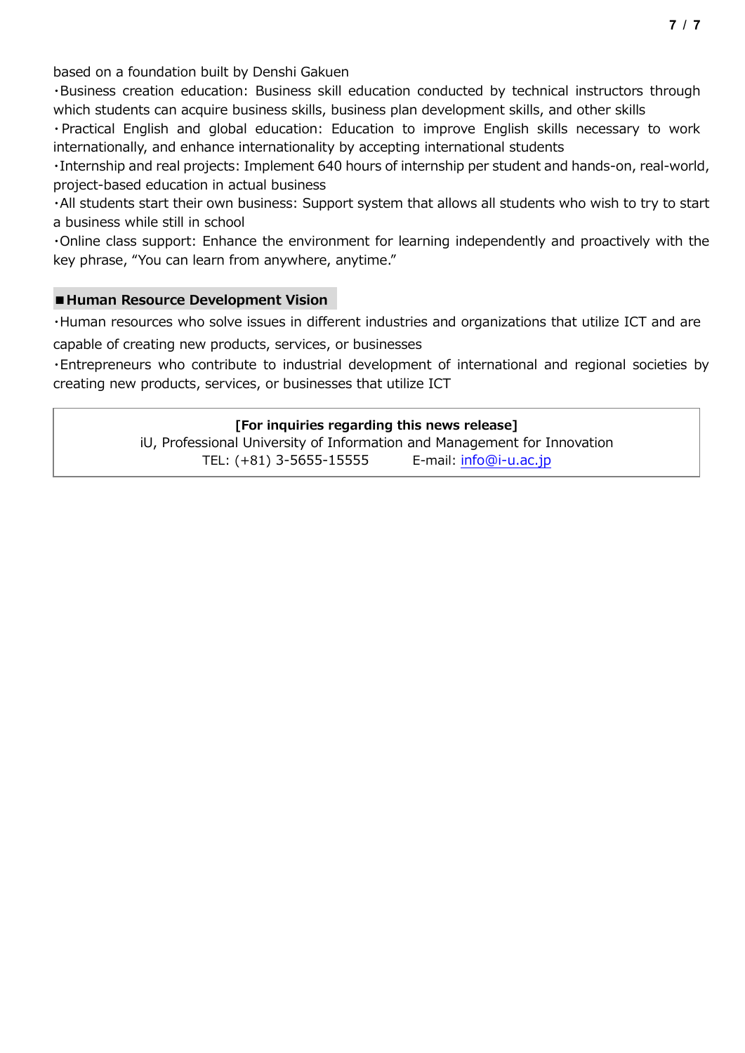based on a foundation built by Denshi Gakuen

・Business creation education: Business skill education conducted by technical instructors through which students can acquire business skills, business plan development skills, and other skills

・Practical English and global education: Education to improve English skills necessary to work internationally, and enhance internationality by accepting international students

・Internship and real projects: Implement 640 hours of internship per student and hands-on, real-world, project-based education in actual business

・All students start their own business: Support system that allows all students who wish to try to start a business while still in school

・Online class support: Enhance the environment for learning independently and proactively with the key phrase, "You can learn from anywhere, anytime."

## ■Human Resource Development Vision

・Human resources who solve issues in different industries and organizations that utilize ICT and are capable of creating new products, services, or businesses

・Entrepreneurs who contribute to industrial development of international and regional societies by creating new products, services, or businesses that utilize ICT

**[For inquiries regarding this news release]**

iU, Professional University of Information and Management for Innovation

TEL: (+81) 3-5655-15555 E-mail: info@i-u.ac.jp